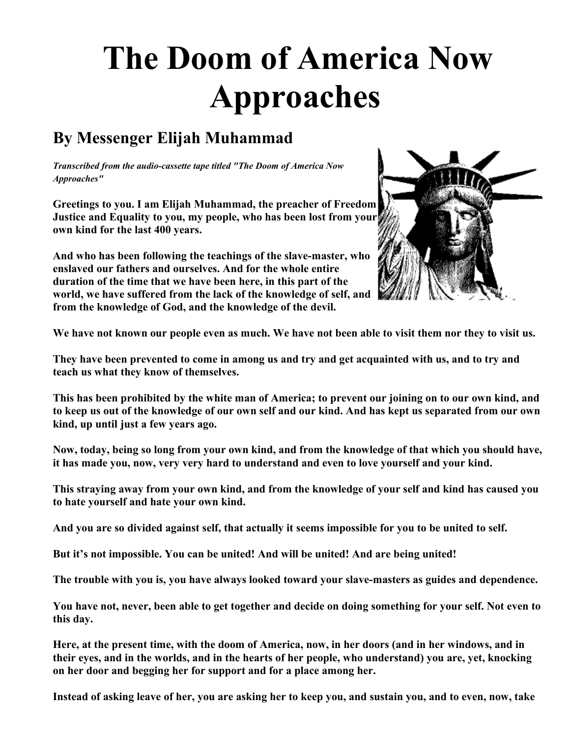# The Doom of America Now Approaches

## By Messenger Elijah Muhammad

***Transcribed from the audio-cassette tape titled "The Doom of America Now Approaches"***

**Greetings to you. I am Elijah Muhammad, the preacher of Freedom Justice and Equality to you, my people, who has been lost from your own kind for the last 400 years.**

**And who has been following the teachings of the slave-master, who enslaved our fathers and ourselves. And for the whole entire duration of the time that we have been here, in this part of the world, we have suffered from the lack of the knowledge of self, and from the knowledge of God, and the knowledge of the devil.**

**We have not known our people even as much. We have not been able to visit them nor they to visit us.**

**They have been prevented to come in among us and try and get acquainted with us, and to try and teach us what they know of themselves.**

**This has been prohibited by the white man of America; to prevent our joining on to our own kind, and to keep us out of the knowledge of our own self and our kind. And has kept us separated from our own kind, up until just a few years ago.**

**Now, today, being so long from your own kind, and from the knowledge of that which you should have, it has made you, now, very very hard to understand and even to love yourself and your kind.**

**This straying away from your own kind, and from the knowledge of your self and kind has caused you to hate yourself and hate your own kind.**

**And you are so divided against self, that actually it seems impossible for you to be united to self.**

**But it's not impossible. You can be united! And will be united! And are being united!**

**The trouble with you is, you have always looked toward your slave-masters as guides and dependence.**

**You have not, never, been able to get together and decide on doing something for your self. Not even to this day.**

**Here, at the present time, with the doom of America, now, in her doors (and in her windows, and in their eyes, and in the worlds, and in the hearts of her people, who understand) you are, yet, knocking on her door and begging her for support and for a place among her.**

**Instead of asking leave of her, you are asking her to keep you, and sustain you, and to even, now, take**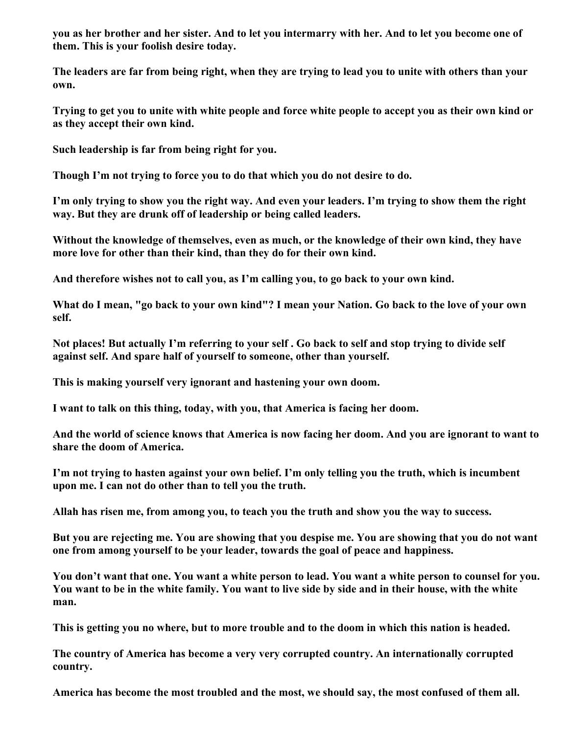**you as her brother and her sister. And to let you intermarry with her. And to let you become one of them. This is your foolish desire today.**

**The leaders are far from being right, when they are trying to lead you to unite with others than your own.**

**Trying to get you to unite with white people and force white people to accept you as their own kind or as they accept their own kind.**

**Such leadership is far from being right for you.**

**Though I'm not trying to force you to do that which you do not desire to do.**

**I'm only trying to show you the right way. And even your leaders. I'm trying to show them the right way. But they are drunk off of leadership or being called leaders.**

**Without the knowledge of themselves, even as much, or the knowledge of their own kind, they have more love for other than their kind, than they do for their own kind.**

**And therefore wishes not to call you, as I'm calling you, to go back to your own kind.**

**What do I mean, "go back to your own kind"? I mean your Nation. Go back to the love of your own self.**

**Not places! But actually I'm referring to your self . Go back to self and stop trying to divide self against self. And spare half of yourself to someone, other than yourself.**

**This is making yourself very ignorant and hastening your own doom.**

**I want to talk on this thing, today, with you, that America is facing her doom.**

**And the world of science knows that America is now facing her doom. And you are ignorant to want to share the doom of America.**

**I'm not trying to hasten against your own belief. I'm only telling you the truth, which is incumbent upon me. I can not do other than to tell you the truth.**

**Allah has risen me, from among you, to teach you the truth and show you the way to success.**

**But you are rejecting me. You are showing that you despise me. You are showing that you do not want one from among yourself to be your leader, towards the goal of peace and happiness.**

**You don't want that one. You want a white person to lead. You want a white person to counsel for you. You want to be in the white family. You want to live side by side and in their house, with the white man.**

**This is getting you no where, but to more trouble and to the doom in which this nation is headed.**

**The country of America has become a very very corrupted country. An internationally corrupted country.**

**America has become the most troubled and the most, we should say, the most confused of them all.**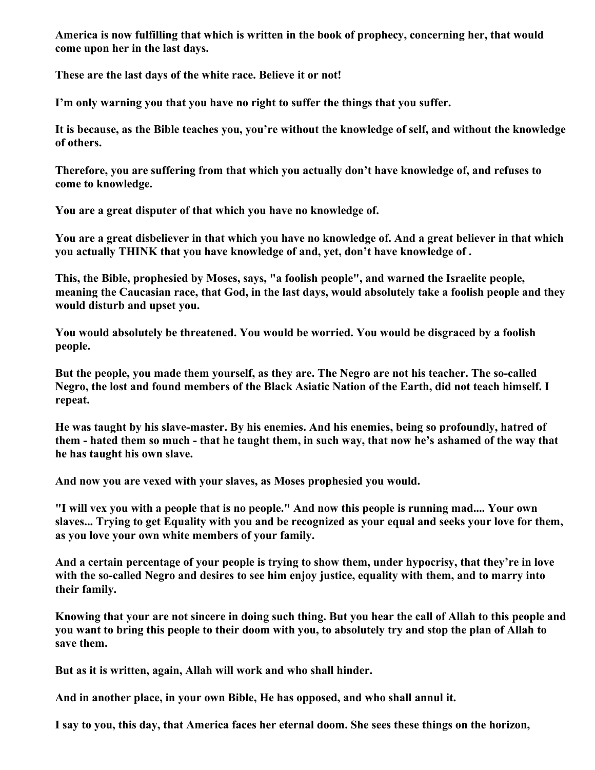**America is now fulfilling that which is written in the book of prophecy, concerning her, that would come upon her in the last days.**

**These are the last days of the white race. Believe it or not!**

**I'm only warning you that you have no right to suffer the things that you suffer.**

**It is because, as the Bible teaches you, you're without the knowledge of self, and without the knowledge of others.**

**Therefore, you are suffering from that which you actually don't have knowledge of, and refuses to come to knowledge.**

**You are a great disputer of that which you have no knowledge of.**

**You are a great disbeliever in that which you have no knowledge of. And a great believer in that which you actually THINK that you have knowledge of and, yet, don't have knowledge of .**

**This, the Bible, prophesied by Moses, says, "a foolish people", and warned the Israelite people, meaning the Caucasian race, that God, in the last days, would absolutely take a foolish people and they would disturb and upset you.**

**You would absolutely be threatened. You would be worried. You would be disgraced by a foolish people.**

**But the people, you made them yourself, as they are. The Negro are not his teacher. The so-called Negro, the lost and found members of the Black Asiatic Nation of the Earth, did not teach himself. I repeat.**

**He was taught by his slave-master. By his enemies. And his enemies, being so profoundly, hatred of them - hated them so much - that he taught them, in such way, that now he's ashamed of the way that he has taught his own slave.**

**And now you are vexed with your slaves, as Moses prophesied you would.**

**"I will vex you with a people that is no people." And now this people is running mad.... Your own slaves... Trying to get Equality with you and be recognized as your equal and seeks your love for them, as you love your own white members of your family.**

**And a certain percentage of your people is trying to show them, under hypocrisy, that they're in love with the so-called Negro and desires to see him enjoy justice, equality with them, and to marry into their family.**

**Knowing that your are not sincere in doing such thing. But you hear the call of Allah to this people and you want to bring this people to their doom with you, to absolutely try and stop the plan of Allah to save them.**

**But as it is written, again, Allah will work and who shall hinder.**

**And in another place, in your own Bible, He has opposed, and who shall annul it.**

**I say to you, this day, that America faces her eternal doom. She sees these things on the horizon,**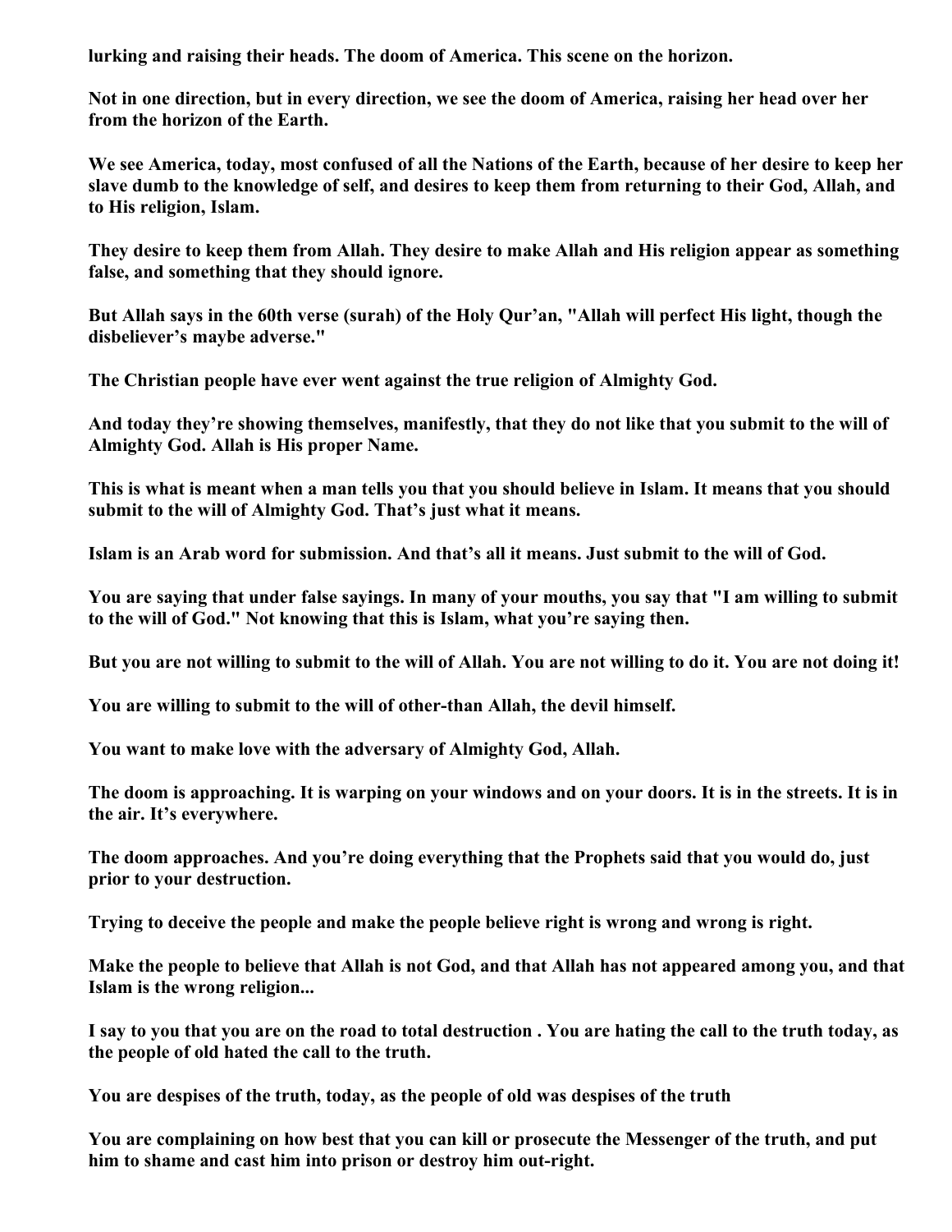**lurking and raising their heads. The doom of America. This scene on the horizon.**

**Not in one direction, but in every direction, we see the doom of America, raising her head over her from the horizon of the Earth.**

**We see America, today, most confused of all the Nations of the Earth, because of her desire to keep her slave dumb to the knowledge of self, and desires to keep them from returning to their God, Allah, and to His religion, Islam.**

**They desire to keep them from Allah. They desire to make Allah and His religion appear as something false, and something that they should ignore.**

**But Allah says in the 60th verse (surah) of the Holy Qur'an, "Allah will perfect His light, though the disbeliever's maybe adverse."**

**The Christian people have ever went against the true religion of Almighty God.**

**And today they're showing themselves, manifestly, that they do not like that you submit to the will of Almighty God. Allah is His proper Name.**

**This is what is meant when a man tells you that you should believe in Islam. It means that you should submit to the will of Almighty God. That's just what it means.**

**Islam is an Arab word for submission. And that's all it means. Just submit to the will of God.**

**You are saying that under false sayings. In many of your mouths, you say that "I am willing to submit to the will of God." Not knowing that this is Islam, what you're saying then.**

**But you are not willing to submit to the will of Allah. You are not willing to do it. You are not doing it!**

**You are willing to submit to the will of other-than Allah, the devil himself.**

**You want to make love with the adversary of Almighty God, Allah.**

**The doom is approaching. It is warping on your windows and on your doors. It is in the streets. It is in the air. It's everywhere.**

**The doom approaches. And you're doing everything that the Prophets said that you would do, just prior to your destruction.**

**Trying to deceive the people and make the people believe right is wrong and wrong is right.**

**Make the people to believe that Allah is not God, and that Allah has not appeared among you, and that Islam is the wrong religion...**

**I say to you that you are on the road to total destruction . You are hating the call to the truth today, as the people of old hated the call to the truth.**

**You are despises of the truth, today, as the people of old was despises of the truth**

**You are complaining on how best that you can kill or prosecute the Messenger of the truth, and put him to shame and cast him into prison or destroy him out-right.**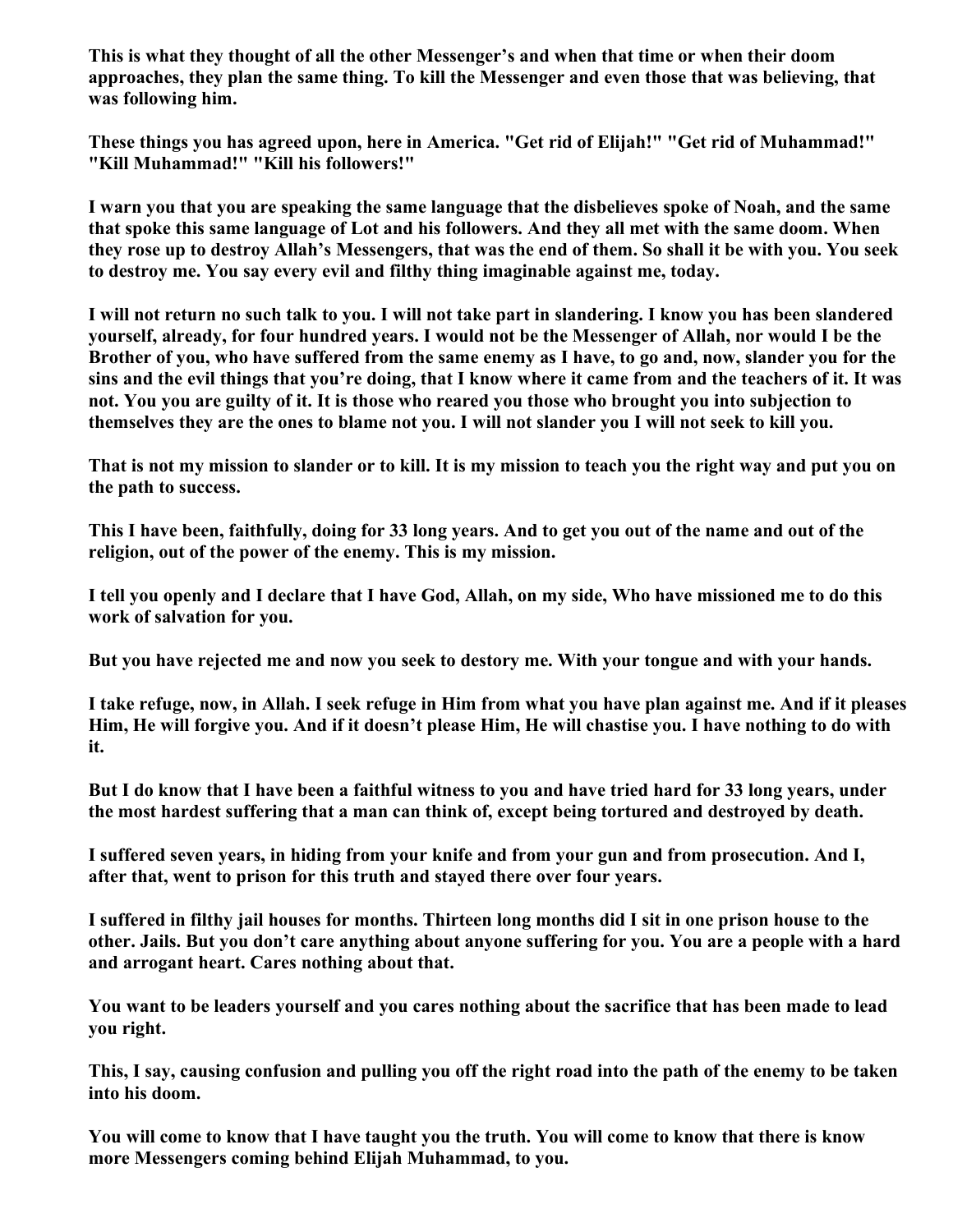**This is what they thought of all the other Messenger's and when that time or when their doom approaches, they plan the same thing. To kill the Messenger and even those that was believing, that was following him.**

**These things you has agreed upon, here in America. "Get rid of Elijah!" "Get rid of Muhammad!" "Kill Muhammad!" "Kill his followers!"**

**I warn you that you are speaking the same language that the disbelieves spoke of Noah, and the same that spoke this same language of Lot and his followers. And they all met with the same doom. When they rose up to destroy Allah's Messengers, that was the end of them. So shall it be with you. You seek to destroy me. You say every evil and filthy thing imaginable against me, today.**

**I will not return no such talk to you. I will not take part in slandering. I know you has been slandered yourself, already, for four hundred years. I would not be the Messenger of Allah, nor would I be the Brother of you, who have suffered from the same enemy as I have, to go and, now, slander you for the sins and the evil things that you're doing, that I know where it came from and the teachers of it. It was not. You you are guilty of it. It is those who reared you those who brought you into subjection to themselves they are the ones to blame not you. I will not slander you I will not seek to kill you.**

**That is not my mission to slander or to kill. It is my mission to teach you the right way and put you on the path to success.**

**This I have been, faithfully, doing for 33 long years. And to get you out of the name and out of the religion, out of the power of the enemy. This is my mission.**

**I tell you openly and I declare that I have God, Allah, on my side, Who have missioned me to do this work of salvation for you.**

**But you have rejected me and now you seek to destory me. With your tongue and with your hands.**

**I take refuge, now, in Allah. I seek refuge in Him from what you have plan against me. And if it pleases Him, He will forgive you. And if it doesn't please Him, He will chastise you. I have nothing to do with it.**

**But I do know that I have been a faithful witness to you and have tried hard for 33 long years, under the most hardest suffering that a man can think of, except being tortured and destroyed by death.**

**I suffered seven years, in hiding from your knife and from your gun and from prosecution. And I, after that, went to prison for this truth and stayed there over four years.**

**I suffered in filthy jail houses for months. Thirteen long months did I sit in one prison house to the other. Jails. But you don't care anything about anyone suffering for you. You are a people with a hard and arrogant heart. Cares nothing about that.**

**You want to be leaders yourself and you cares nothing about the sacrifice that has been made to lead you right.**

**This, I say, causing confusion and pulling you off the right road into the path of the enemy to be taken into his doom.**

**You will come to know that I have taught you the truth. You will come to know that there is know more Messengers coming behind Elijah Muhammad, to you.**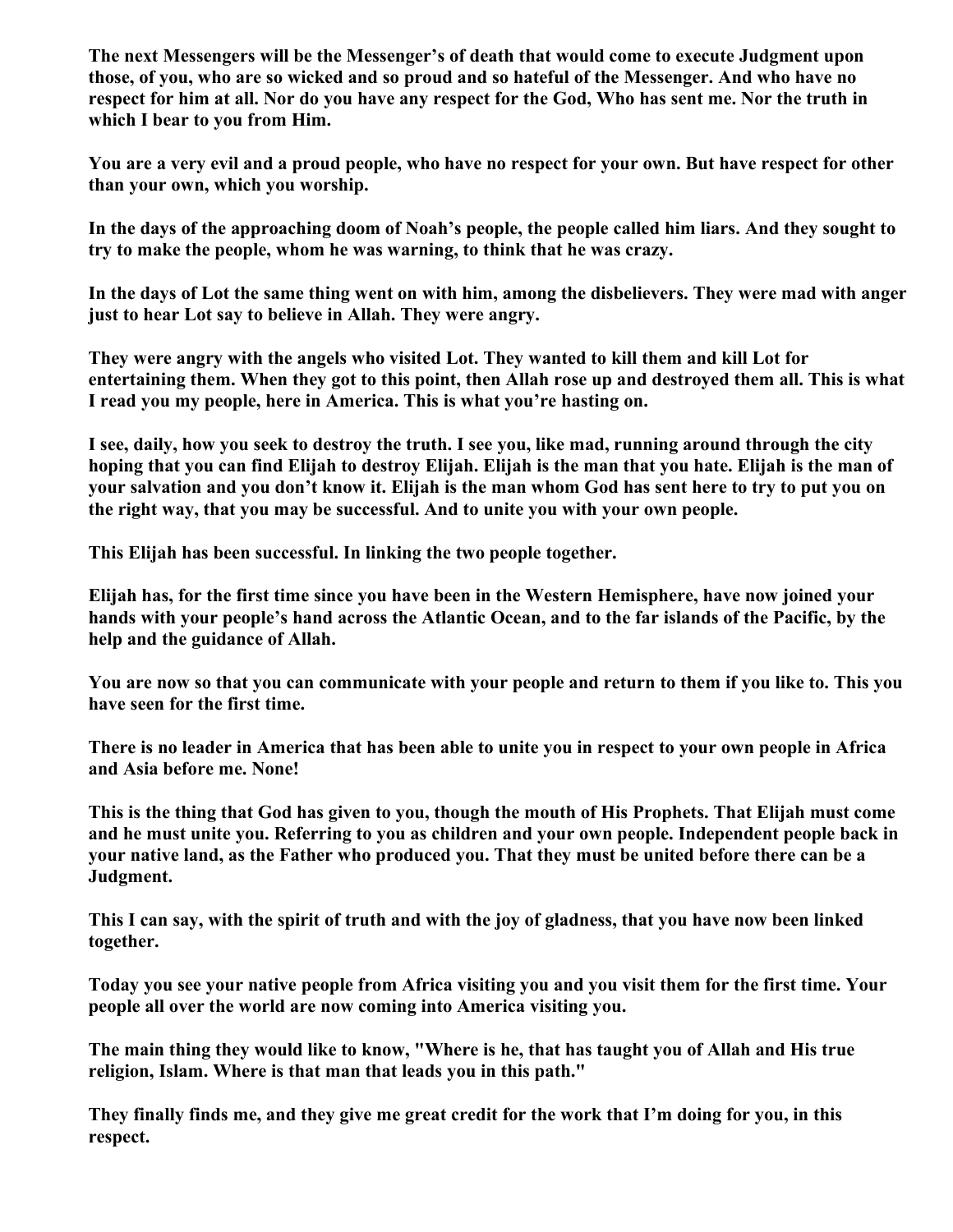**The next Messengers will be the Messenger's of death that would come to execute Judgment upon those, of you, who are so wicked and so proud and so hateful of the Messenger. And who have no respect for him at all. Nor do you have any respect for the God, Who has sent me. Nor the truth in which I bear to you from Him.**

**You are a very evil and a proud people, who have no respect for your own. But have respect for other than your own, which you worship.**

**In the days of the approaching doom of Noah's people, the people called him liars. And they sought to try to make the people, whom he was warning, to think that he was crazy.**

**In the days of Lot the same thing went on with him, among the disbelievers. They were mad with anger just to hear Lot say to believe in Allah. They were angry.**

**They were angry with the angels who visited Lot. They wanted to kill them and kill Lot for entertaining them. When they got to this point, then Allah rose up and destroyed them all. This is what I read you my people, here in America. This is what you're hasting on.**

**I see, daily, how you seek to destroy the truth. I see you, like mad, running around through the city hoping that you can find Elijah to destroy Elijah. Elijah is the man that you hate. Elijah is the man of your salvation and you don't know it. Elijah is the man whom God has sent here to try to put you on the right way, that you may be successful. And to unite you with your own people.**

**This Elijah has been successful. In linking the two people together.**

**Elijah has, for the first time since you have been in the Western Hemisphere, have now joined your hands with your people's hand across the Atlantic Ocean, and to the far islands of the Pacific, by the help and the guidance of Allah.**

**You are now so that you can communicate with your people and return to them if you like to. This you have seen for the first time.**

**There is no leader in America that has been able to unite you in respect to your own people in Africa and Asia before me. None!**

**This is the thing that God has given to you, though the mouth of His Prophets. That Elijah must come and he must unite you. Referring to you as children and your own people. Independent people back in your native land, as the Father who produced you. That they must be united before there can be a Judgment.**

**This I can say, with the spirit of truth and with the joy of gladness, that you have now been linked together.**

**Today you see your native people from Africa visiting you and you visit them for the first time. Your people all over the world are now coming into America visiting you.**

**The main thing they would like to know, "Where is he, that has taught you of Allah and His true religion, Islam. Where is that man that leads you in this path."**

**They finally finds me, and they give me great credit for the work that I'm doing for you, in this respect.**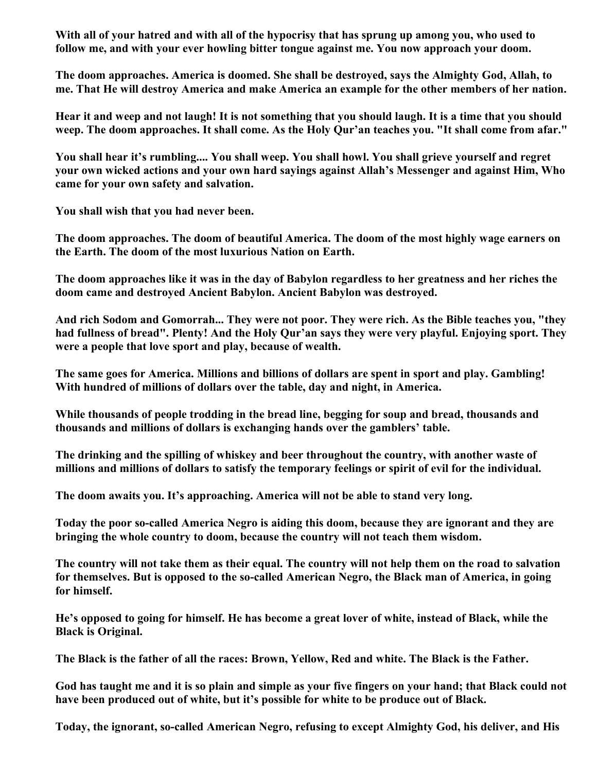**With all of your hatred and with all of the hypocrisy that has sprung up among you, who used to follow me, and with your ever howling bitter tongue against me. You now approach your doom.**

**The doom approaches. America is doomed. She shall be destroyed, says the Almighty God, Allah, to me. That He will destroy America and make America an example for the other members of her nation.**

**Hear it and weep and not laugh! It is not something that you should laugh. It is a time that you should weep. The doom approaches. It shall come. As the Holy Qur'an teaches you. "It shall come from afar."**

**You shall hear it's rumbling.... You shall weep. You shall howl. You shall grieve yourself and regret your own wicked actions and your own hard sayings against Allah's Messenger and against Him, Who came for your own safety and salvation.**

**You shall wish that you had never been.**

**The doom approaches. The doom of beautiful America. The doom of the most highly wage earners on the Earth. The doom of the most luxurious Nation on Earth.**

**The doom approaches like it was in the day of Babylon regardless to her greatness and her riches the doom came and destroyed Ancient Babylon. Ancient Babylon was destroyed.**

**And rich Sodom and Gomorrah... They were not poor. They were rich. As the Bible teaches you, "they had fullness of bread". Plenty! And the Holy Qur'an says they were very playful. Enjoying sport. They were a people that love sport and play, because of wealth.**

**The same goes for America. Millions and billions of dollars are spent in sport and play. Gambling! With hundred of millions of dollars over the table, day and night, in America.**

**While thousands of people trodding in the bread line, begging for soup and bread, thousands and thousands and millions of dollars is exchanging hands over the gamblers' table.**

**The drinking and the spilling of whiskey and beer throughout the country, with another waste of millions and millions of dollars to satisfy the temporary feelings or spirit of evil for the individual.**

**The doom awaits you. It's approaching. America will not be able to stand very long.**

**Today the poor so-called America Negro is aiding this doom, because they are ignorant and they are bringing the whole country to doom, because the country will not teach them wisdom.**

**The country will not take them as their equal. The country will not help them on the road to salvation for themselves. But is opposed to the so-called American Negro, the Black man of America, in going for himself.**

**He's opposed to going for himself. He has become a great lover of white, instead of Black, while the Black is Original.**

**The Black is the father of all the races: Brown, Yellow, Red and white. The Black is the Father.**

**God has taught me and it is so plain and simple as your five fingers on your hand; that Black could not have been produced out of white, but it's possible for white to be produce out of Black.**

**Today, the ignorant, so-called American Negro, refusing to except Almighty God, his deliver, and His**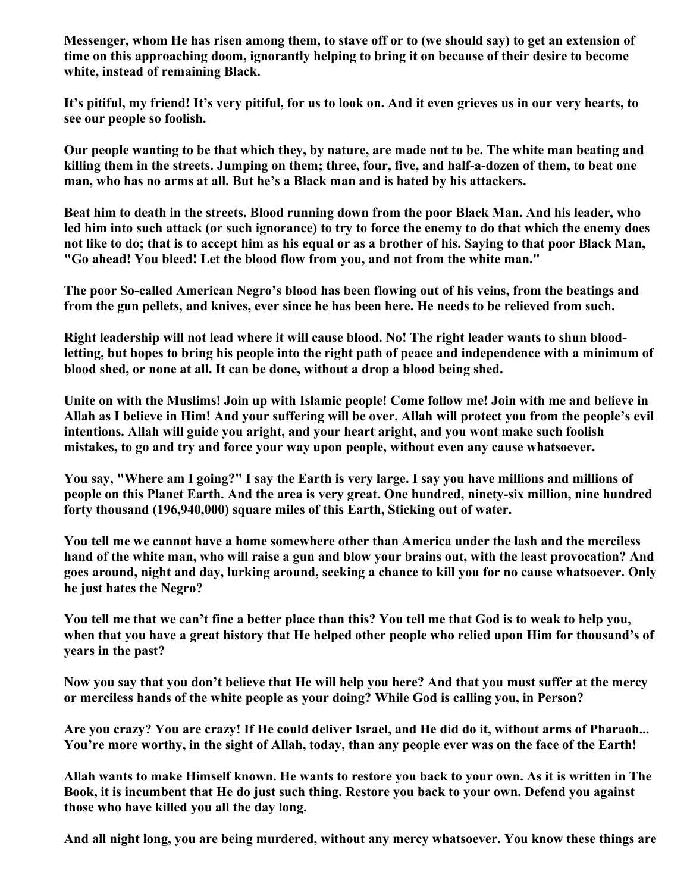**Messenger, whom He has risen among them, to stave off or to (we should say) to get an extension of time on this approaching doom, ignorantly helping to bring it on because of their desire to become white, instead of remaining Black.**

**It's pitiful, my friend! It's very pitiful, for us to look on. And it even grieves us in our very hearts, to see our people so foolish.**

**Our people wanting to be that which they, by nature, are made not to be. The white man beating and killing them in the streets. Jumping on them; three, four, five, and half-a-dozen of them, to beat one man, who has no arms at all. But he's a Black man and is hated by his attackers.**

**Beat him to death in the streets. Blood running down from the poor Black Man. And his leader, who led him into such attack (or such ignorance) to try to force the enemy to do that which the enemy does not like to do; that is to accept him as his equal or as a brother of his. Saying to that poor Black Man, "Go ahead! You bleed! Let the blood flow from you, and not from the white man."**

**The poor So-called American Negro's blood has been flowing out of his veins, from the beatings and from the gun pellets, and knives, ever since he has been here. He needs to be relieved from such.**

**Right leadership will not lead where it will cause blood. No! The right leader wants to shun blood-letting, but hopes to bring his people into the right path of peace and independence with a minimum of blood shed, or none at all. It can be done, without a drop a blood being shed.**

**Unite on with the Muslims! Join up with Islamic people! Come follow me! Join with me and believe in Allah as I believe in Him! And your suffering will be over. Allah will protect you from the people's evil intentions. Allah will guide you aright, and your heart aright, and you wont make such foolish mistakes, to go and try and force your way upon people, without even any cause whatsoever.**

**You say, "Where am I going?" I say the Earth is very large. I say you have millions and millions of people on this Planet Earth. And the area is very great. One hundred, ninety-six million, nine hundred forty thousand (196,940,000) square miles of this Earth, Sticking out of water.**

**You tell me we cannot have a home somewhere other than America under the lash and the merciless hand of the white man, who will raise a gun and blow your brains out, with the least provocation? And goes around, night and day, lurking around, seeking a chance to kill you for no cause whatsoever. Only he just hates the Negro?**

**You tell me that we can't fine a better place than this? You tell me that God is to weak to help you, when that you have a great history that He helped other people who relied upon Him for thousand's of years in the past?**

**Now you say that you don't believe that He will help you here? And that you must suffer at the mercy or merciless hands of the white people as your doing? While God is calling you, in Person?**

**Are you crazy? You are crazy! If He could deliver Israel, and He did do it, without arms of Pharaoh... You're more worthy, in the sight of Allah, today, than any people ever was on the face of the Earth!**

**Allah wants to make Himself known. He wants to restore you back to your own. As it is written in The Book, it is incumbent that He do just such thing. Restore you back to your own. Defend you against those who have killed you all the day long.**

**And all night long, you are being murdered, without any mercy whatsoever. You know these things are**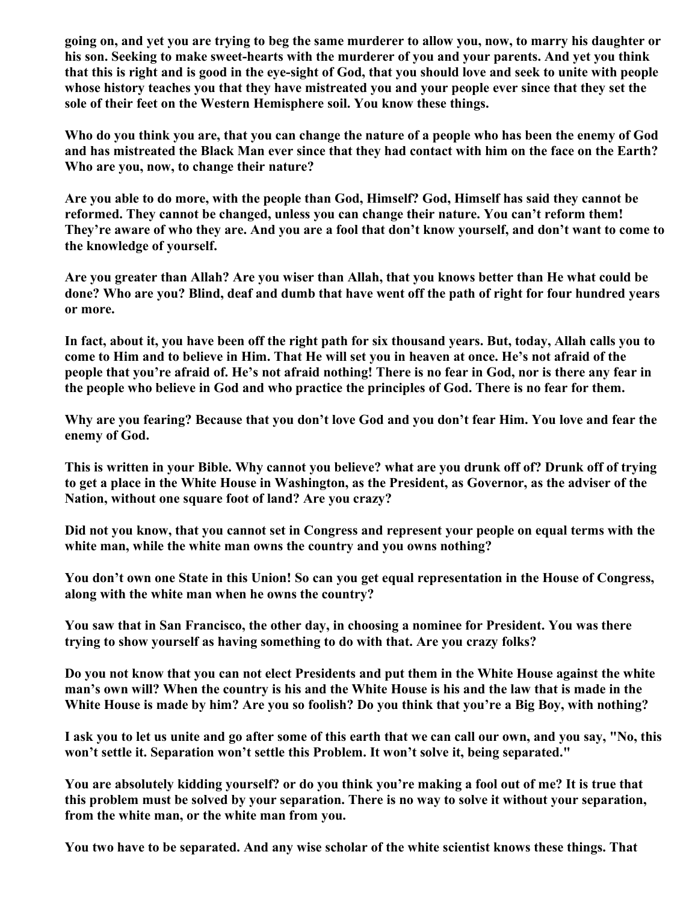**going on, and yet you are trying to beg the same murderer to allow you, now, to marry his daughter or his son. Seeking to make sweet-hearts with the murderer of you and your parents. And yet you think that this is right and is good in the eye-sight of God, that you should love and seek to unite with people whose history teaches you that they have mistreated you and your people ever since that they set the sole of their feet on the Western Hemisphere soil. You know these things.**

**Who do you think you are, that you can change the nature of a people who has been the enemy of God and has mistreated the Black Man ever since that they had contact with him on the face on the Earth? Who are you, now, to change their nature?**

**Are you able to do more, with the people than God, Himself? God, Himself has said they cannot be reformed. They cannot be changed, unless you can change their nature. You can't reform them! They're aware of who they are. And you are a fool that don't know yourself, and don't want to come to the knowledge of yourself.**

**Are you greater than Allah? Are you wiser than Allah, that you knows better than He what could be done? Who are you? Blind, deaf and dumb that have went off the path of right for four hundred years or more.**

**In fact, about it, you have been off the right path for six thousand years. But, today, Allah calls you to come to Him and to believe in Him. That He will set you in heaven at once. He's not afraid of the people that you're afraid of. He's not afraid nothing! There is no fear in God, nor is there any fear in the people who believe in God and who practice the principles of God. There is no fear for them.**

**Why are you fearing? Because that you don't love God and you don't fear Him. You love and fear the enemy of God.**

**This is written in your Bible. Why cannot you believe? what are you drunk off of? Drunk off of trying to get a place in the White House in Washington, as the President, as Governor, as the adviser of the Nation, without one square foot of land? Are you crazy?**

**Did not you know, that you cannot set in Congress and represent your people on equal terms with the white man, while the white man owns the country and you owns nothing?**

**You don't own one State in this Union! So can you get equal representation in the House of Congress, along with the white man when he owns the country?**

**You saw that in San Francisco, the other day, in choosing a nominee for President. You was there trying to show yourself as having something to do with that. Are you crazy folks?**

**Do you not know that you can not elect Presidents and put them in the White House against the white man's own will? When the country is his and the White House is his and the law that is made in the White House is made by him? Are you so foolish? Do you think that you're a Big Boy, with nothing?**

**I ask you to let us unite and go after some of this earth that we can call our own, and you say, "No, this won't settle it. Separation won't settle this Problem. It won't solve it, being separated."**

**You are absolutely kidding yourself? or do you think you're making a fool out of me? It is true that this problem must be solved by your separation. There is no way to solve it without your separation, from the white man, or the white man from you.**

**You two have to be separated. And any wise scholar of the white scientist knows these things. That**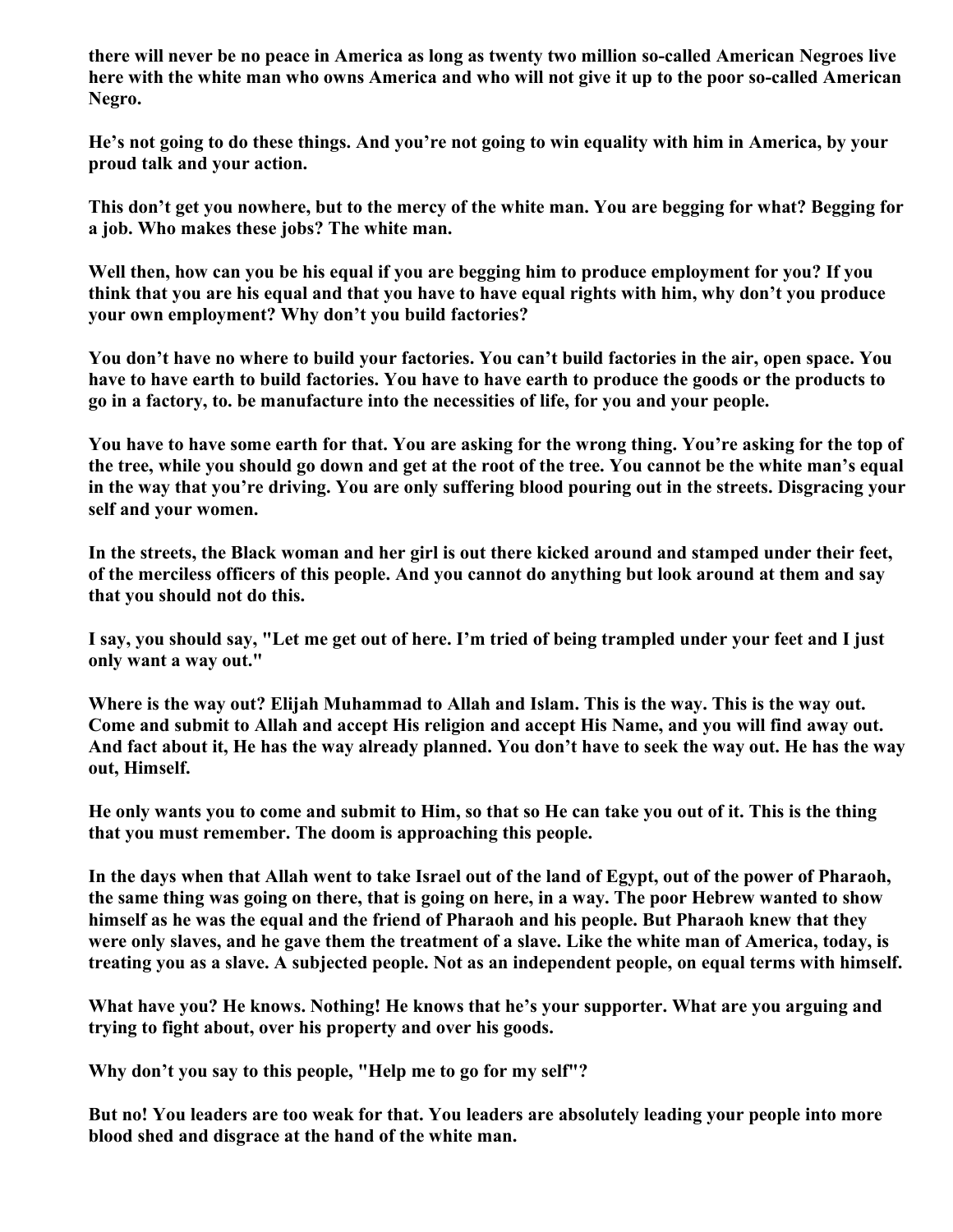**there will never be no peace in America as long as twenty two million so-called American Negroes live here with the white man who owns America and who will not give it up to the poor so-called American Negro.**

**He's not going to do these things. And you're not going to win equality with him in America, by your proud talk and your action.**

**This don't get you nowhere, but to the mercy of the white man. You are begging for what? Begging for a job. Who makes these jobs? The white man.**

**Well then, how can you be his equal if you are begging him to produce employment for you? If you think that you are his equal and that you have to have equal rights with him, why don't you produce your own employment? Why don't you build factories?**

**You don't have no where to build your factories. You can't build factories in the air, open space. You have to have earth to build factories. You have to have earth to produce the goods or the products to go in a factory, to. be manufacture into the necessities of life, for you and your people.**

**You have to have some earth for that. You are asking for the wrong thing. You're asking for the top of the tree, while you should go down and get at the root of the tree. You cannot be the white man's equal in the way that you're driving. You are only suffering blood pouring out in the streets. Disgracing your self and your women.**

**In the streets, the Black woman and her girl is out there kicked around and stamped under their feet, of the merciless officers of this people. And you cannot do anything but look around at them and say that you should not do this.**

**I say, you should say, "Let me get out of here. I'm tried of being trampled under your feet and I just only want a way out."**

**Where is the way out? Elijah Muhammad to Allah and Islam. This is the way. This is the way out. Come and submit to Allah and accept His religion and accept His Name, and you will find away out. And fact about it, He has the way already planned. You don't have to seek the way out. He has the way out, Himself.**

**He only wants you to come and submit to Him, so that so He can take you out of it. This is the thing that you must remember. The doom is approaching this people.**

**In the days when that Allah went to take Israel out of the land of Egypt, out of the power of Pharaoh, the same thing was going on there, that is going on here, in a way. The poor Hebrew wanted to show himself as he was the equal and the friend of Pharaoh and his people. But Pharaoh knew that they were only slaves, and he gave them the treatment of a slave. Like the white man of America, today, is treating you as a slave. A subjected people. Not as an independent people, on equal terms with himself.**

**What have you? He knows. Nothing! He knows that he's your supporter. What are you arguing and trying to fight about, over his property and over his goods.**

**Why don't you say to this people, "Help me to go for my self"?**

**But no! You leaders are too weak for that. You leaders are absolutely leading your people into more blood shed and disgrace at the hand of the white man.**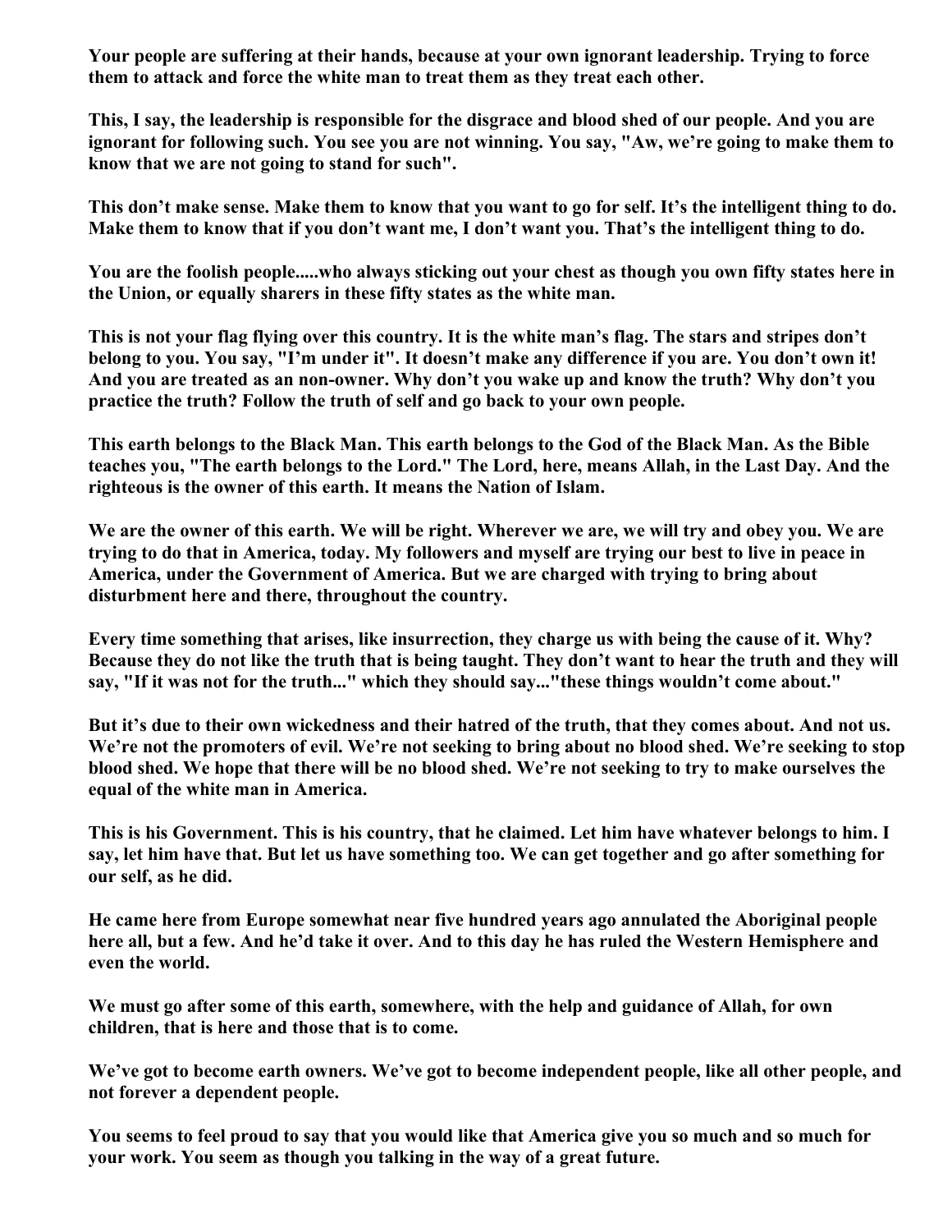**Your people are suffering at their hands, because at your own ignorant leadership. Trying to force them to attack and force the white man to treat them as they treat each other.**

**This, I say, the leadership is responsible for the disgrace and blood shed of our people. And you are ignorant for following such. You see you are not winning. You say, "Aw, we're going to make them to know that we are not going to stand for such".**

**This don't make sense. Make them to know that you want to go for self. It's the intelligent thing to do. Make them to know that if you don't want me, I don't want you. That's the intelligent thing to do.**

**You are the foolish people.....who always sticking out your chest as though you own fifty states here in the Union, or equally sharers in these fifty states as the white man.**

**This is not your flag flying over this country. It is the white man's flag. The stars and stripes don't belong to you. You say, "I'm under it". It doesn't make any difference if you are. You don't own it! And you are treated as an non-owner. Why don't you wake up and know the truth? Why don't you practice the truth? Follow the truth of self and go back to your own people.**

**This earth belongs to the Black Man. This earth belongs to the God of the Black Man. As the Bible teaches you, "The earth belongs to the Lord." The Lord, here, means Allah, in the Last Day. And the righteous is the owner of this earth. It means the Nation of Islam.**

**We are the owner of this earth. We will be right. Wherever we are, we will try and obey you. We are trying to do that in America, today. My followers and myself are trying our best to live in peace in America, under the Government of America. But we are charged with trying to bring about disturbment here and there, throughout the country.**

**Every time something that arises, like insurrection, they charge us with being the cause of it. Why? Because they do not like the truth that is being taught. They don't want to hear the truth and they will say, "If it was not for the truth..." which they should say..."these things wouldn't come about."**

**But it's due to their own wickedness and their hatred of the truth, that they comes about. And not us. We're not the promoters of evil. We're not seeking to bring about no blood shed. We're seeking to stop blood shed. We hope that there will be no blood shed. We're not seeking to try to make ourselves the equal of the white man in America.**

**This is his Government. This is his country, that he claimed. Let him have whatever belongs to him. I say, let him have that. But let us have something too. We can get together and go after something for our self, as he did.**

**He came here from Europe somewhat near five hundred years ago annulated the Aboriginal people here all, but a few. And he'd take it over. And to this day he has ruled the Western Hemisphere and even the world.**

**We must go after some of this earth, somewhere, with the help and guidance of Allah, for own children, that is here and those that is to come.**

**We've got to become earth owners. We've got to become independent people, like all other people, and not forever a dependent people.**

**You seems to feel proud to say that you would like that America give you so much and so much for your work. You seem as though you talking in the way of a great future.**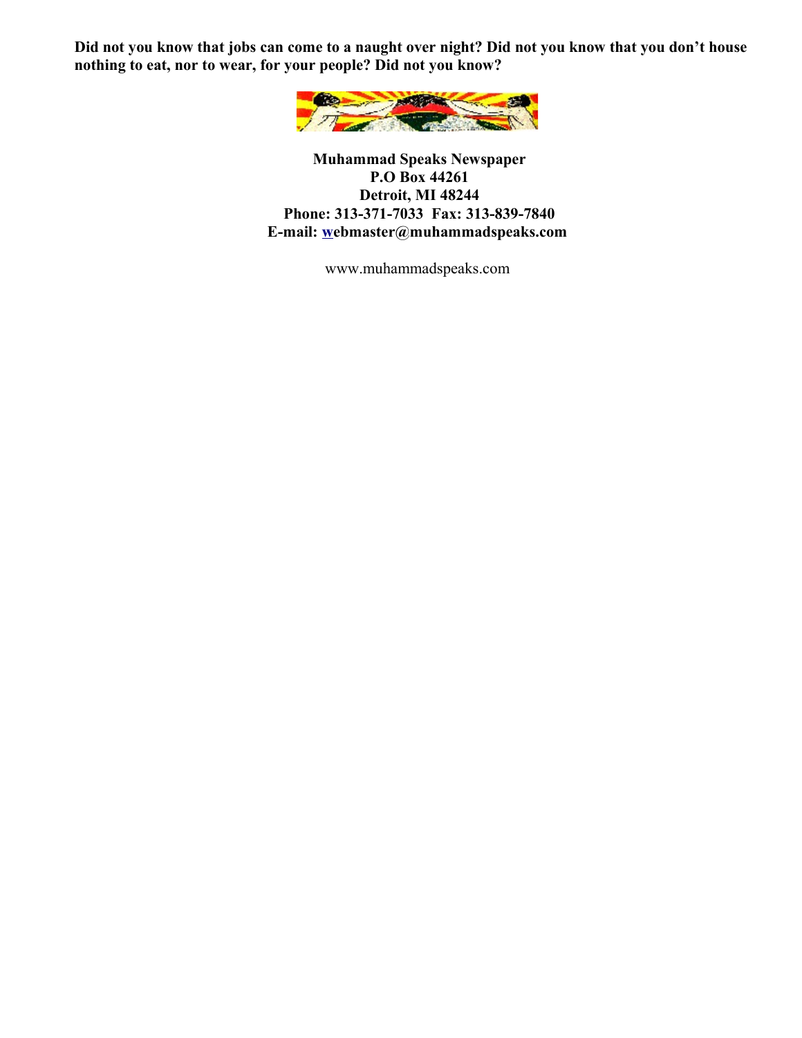**Did not you know that jobs can come to a naught over night? Did not you know that you don't house nothing to eat, nor to wear, for your people? Did not you know?**

**Muhammad Speaks Newspaper**
**P.O Box 44261**
**Detroit, MI 48244**
**Phone: 313-371-7033  Fax: 313-839-7840**
**E-mail: webmaster@muhammadspeaks.com**

www.muhammadspeaks.com